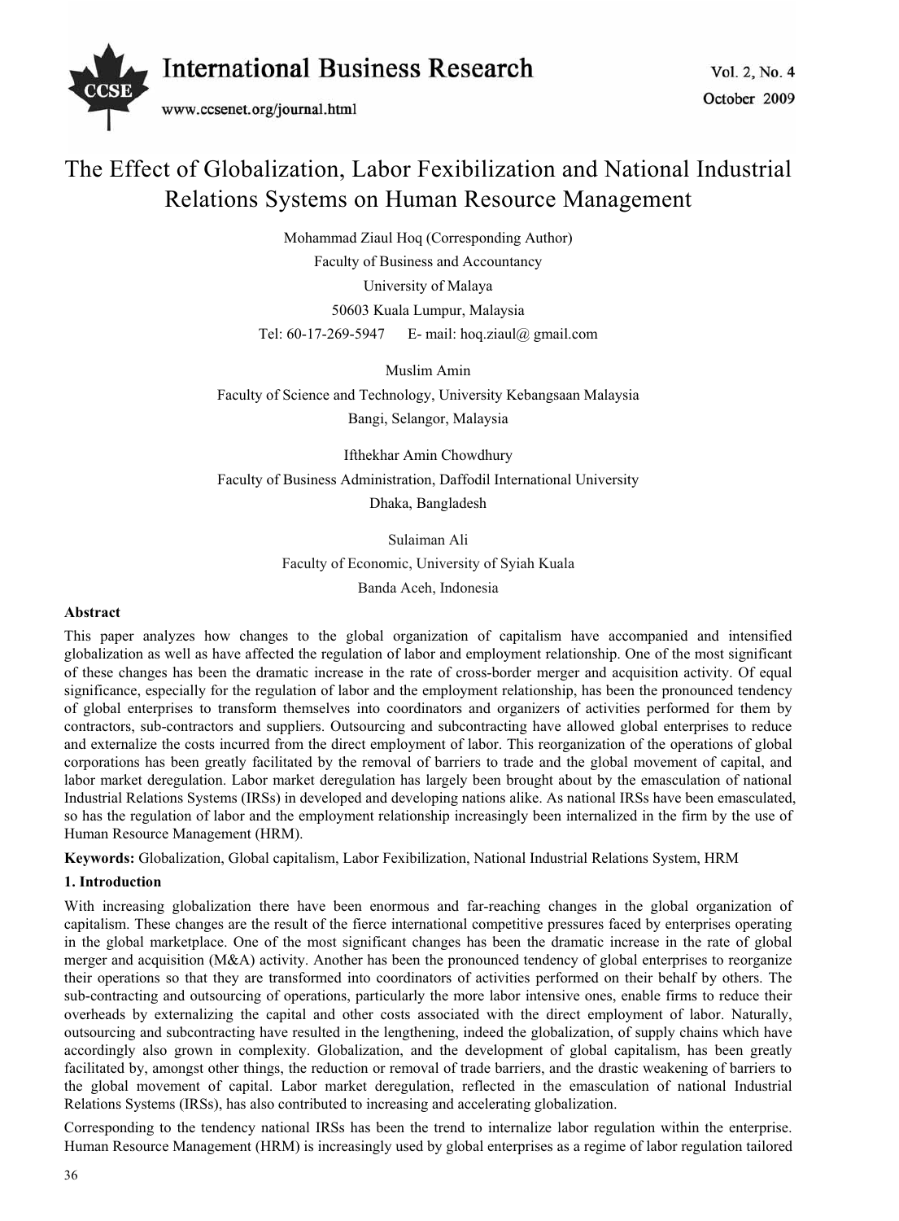# The Effect of Globalization, Labor Fexibilization and National Industrial Relations Systems on Human Resource Management

Mohammad Ziaul Hoq (Corresponding Author)

Faculty of Business and Accountancy

University of Malaya

50603 Kuala Lumpur, Malaysia

Tel: 60-17-269-5947 E- mail: hoq.ziaul@ gmail.com

Muslim Amin

Faculty of Science and Technology, University Kebangsaan Malaysia

Bangi, Selangor, Malaysia

Ifthekhar Amin Chowdhury

Faculty of Business Administration, Daffodil International University

Dhaka, Bangladesh

Sulaiman Ali

Faculty of Economic, University of Syiah Kuala

Banda Aceh, Indonesia

**Abstract**

This paper analyzes how changes to the global organization of capitalism have accompanied and intensified globalization as well as have affected the regulation of labor and employment relationship. One of the most significant of these changes has been the dramatic increase in the rate of cross-border merger and acquisition activity. Of equal significance, especially for the regulation of labor and the employment relationship, has been the pronounced tendency of global enterprises to transform themselves into coordinators and organizers of activities performed for them by contractors, sub-contractors and suppliers. Outsourcing and subcontracting have allowed global enterprises to reduce and externalize the costs incurred from the direct employment of labor. This reorganization of the operations of global corporations has been greatly facilitated by the removal of barriers to trade and the global movement of capital, and labor market deregulation. Labor market deregulation has largely been brought about by the emasculation of national Industrial Relations Systems (IRSs) in developed and developing nations alike. As national IRSs have been emasculated, so has the regulation of labor and the employment relationship increasingly been internalized in the firm by the use of Human Resource Management (HRM).

**Keywords:** Globalization, Global capitalism, Labor Fexibilization, National Industrial Relations System, HRM

## 1. Introduction

With increasing globalization there have been enormous and far-reaching changes in the global organization of capitalism. These changes are the result of the fierce international competitive pressures faced by enterprises operating in the global marketplace. One of the most significant changes has been the dramatic increase in the rate of global merger and acquisition (M&A) activity. Another has been the pronounced tendency of global enterprises to reorganize their operations so that they are transformed into coordinators of activities performed on their behalf by others. The sub-contracting and outsourcing of operations, particularly the more labor intensive ones, enable firms to reduce their overheads by externalizing the capital and other costs associated with the direct employment of labor. Naturally, outsourcing and subcontracting have resulted in the lengthening, indeed the globalization, of supply chains which have accordingly also grown in complexity. Globalization, and the development of global capitalism, has been greatly facilitated by, amongst other things, the reduction or removal of trade barriers, and the drastic weakening of barriers to the global movement of capital. Labor market deregulation, reflected in the emasculation of national Industrial Relations Systems (IRSs), has also contributed to increasing and accelerating globalization.

Corresponding to the tendency national IRSs has been the trend to internalize labor regulation within the enterprise. Human Resource Management (HRM) is increasingly used by global enterprises as a regime of labor regulation tailored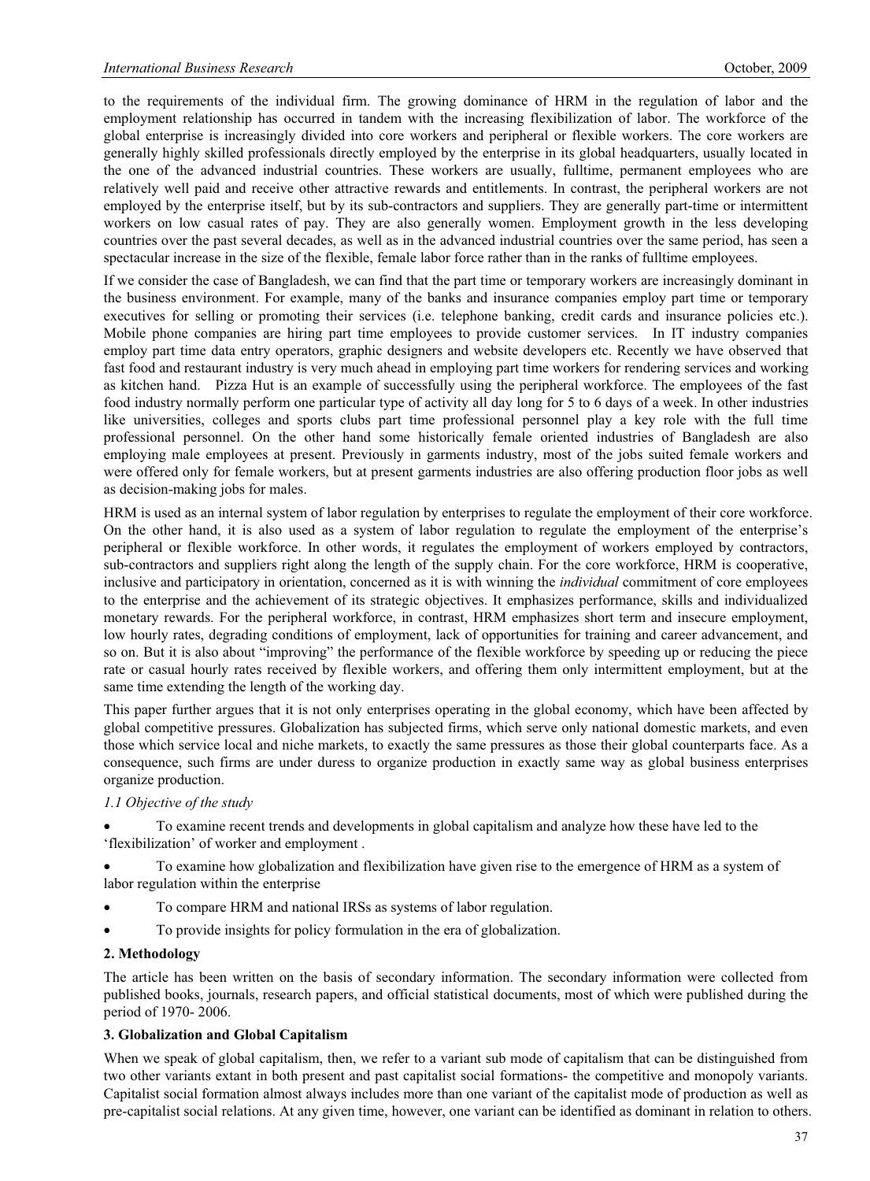to the requirements of the individual firm. The growing dominance of HRM in the regulation of labor and the employment relationship has occurred in tandem with the increasing flexibilization of labor. The workforce of the global enterprise is increasingly divided into core workers and peripheral or flexible workers. The core workers are generally highly skilled professionals directly employed by the enterprise in its global headquarters, usually located in the one of the advanced industrial countries. These workers are usually, fulltime, permanent employees who are relatively well paid and receive other attractive rewards and entitlements. In contrast, the peripheral workers are not employed by the enterprise itself, but by its sub-contractors and suppliers. They are generally part-time or intermittent workers on low casual rates of pay. They are also generally women. Employment growth in the less developing countries over the past several decades, as well as in the advanced industrial countries over the same period, has seen a spectacular increase in the size of the flexible, female labor force rather than in the ranks of fulltime employees.

If we consider the case of Bangladesh, we can find that the part time or temporary workers are increasingly dominant in the business environment. For example, many of the banks and insurance companies employ part time or temporary executives for selling or promoting their services (i.e. telephone banking, credit cards and insurance policies etc.). Mobile phone companies are hiring part time employees to provide customer services. In IT industry companies employ part time data entry operators, graphic designers and website developers etc. Recently we have observed that fast food and restaurant industry is very much ahead in employing part time workers for rendering services and working as kitchen hand. Pizza Hut is an example of successfully using the peripheral workforce. The employees of the fast food industry normally perform one particular type of activity all day long for 5 to 6 days of a week. In other industries like universities, colleges and sports clubs part time professional personnel play a key role with the full time professional personnel. On the other hand some historically female oriented industries of Bangladesh are also employing male employees at present. Previously in garments industry, most of the jobs suited female workers and were offered only for female workers, but at present garments industries are also offering production floor jobs as well as decision-making jobs for males.

HRM is used as an internal system of labor regulation by enterprises to regulate the employment of their core workforce. On the other hand, it is also used as a system of labor regulation to regulate the employment of the enterprise's peripheral or flexible workforce. In other words, it regulates the employment of workers employed by contractors, sub-contractors and suppliers right along the length of the supply chain. For the core workforce, HRM is cooperative, inclusive and participatory in orientation, concerned as it is with winning the *individual* commitment of core employees to the enterprise and the achievement of its strategic objectives. It emphasizes performance, skills and individualized monetary rewards. For the peripheral workforce, in contrast, HRM emphasizes short term and insecure employment, low hourly rates, degrading conditions of employment, lack of opportunities for training and career advancement, and so on. But it is also about "improving" the performance of the flexible workforce by speeding up or reducing the piece rate or casual hourly rates received by flexible workers, and offering them only intermittent employment, but at the same time extending the length of the working day.

This paper further argues that it is not only enterprises operating in the global economy, which have been affected by global competitive pressures. Globalization has subjected firms, which serve only national domestic markets, and even those which service local and niche markets, to exactly the same pressures as those their global counterparts face. As a consequence, such firms are under duress to organize production in exactly same way as global business enterprises organize production.

### *1.1 Objective of the study*

- To examine recent trends and developments in global capitalism and analyze how these have led to the 'flexibilization' of worker and employment .
- To examine how globalization and flexibilization have given rise to the emergence of HRM as a system of labor regulation within the enterprise
- To compare HRM and national IRSs as systems of labor regulation.
- To provide insights for policy formulation in the era of globalization.

## **2. Methodology**

The article has been written on the basis of secondary information. The secondary information were collected from published books, journals, research papers, and official statistical documents, most of which were published during the period of 1970- 2006.

## **3. Globalization and Global Capitalism**

When we speak of global capitalism, then, we refer to a variant sub mode of capitalism that can be distinguished from two other variants extant in both present and past capitalist social formations- the competitive and monopoly variants. Capitalist social formation almost always includes more than one variant of the capitalist mode of production as well as pre-capitalist social relations. At any given time, however, one variant can be identified as dominant in relation to others.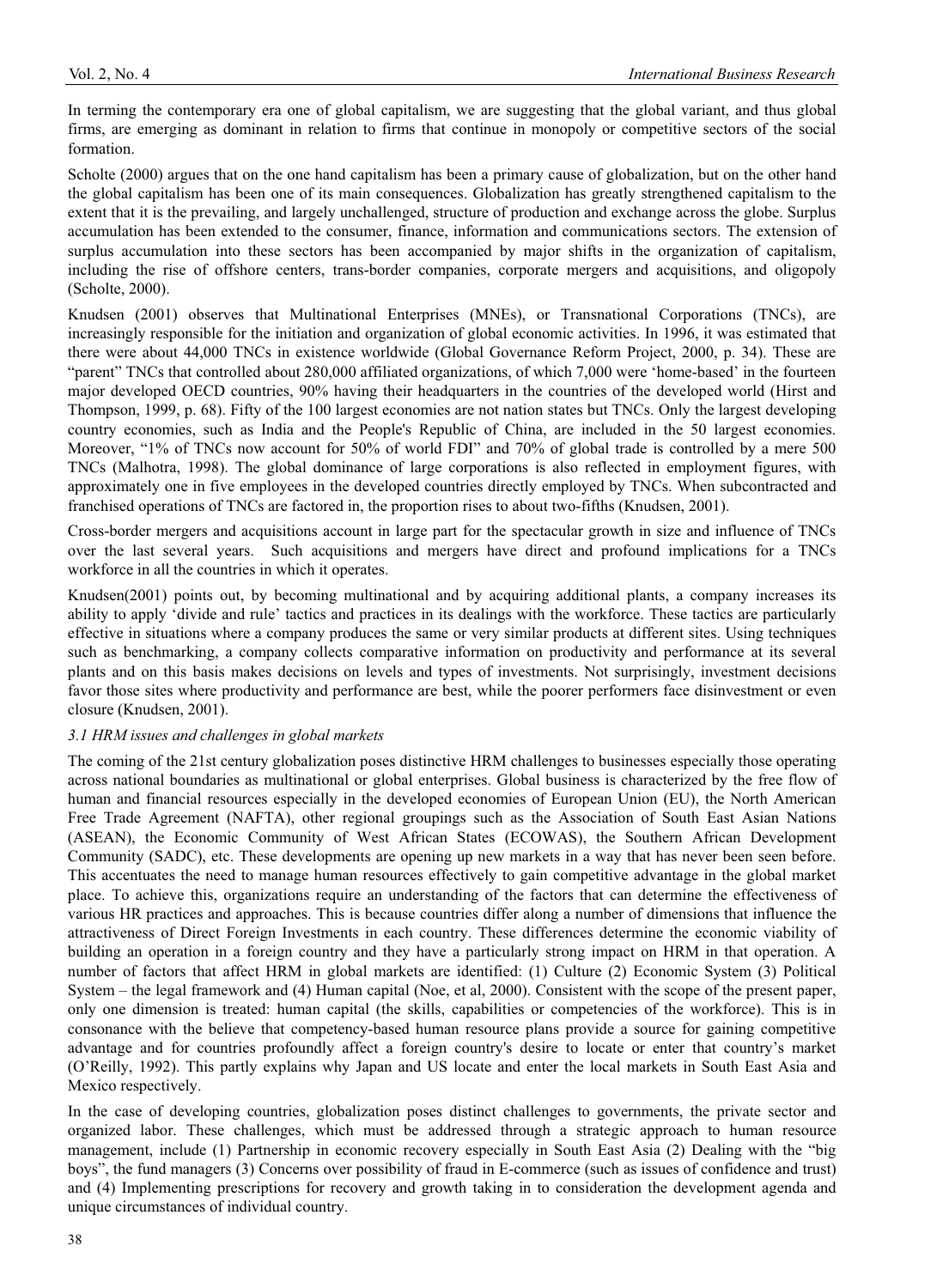In terming the contemporary era one of global capitalism, we are suggesting that the global variant, and thus global firms, are emerging as dominant in relation to firms that continue in monopoly or competitive sectors of the social formation.

Scholte (2000) argues that on the one hand capitalism has been a primary cause of globalization, but on the other hand the global capitalism has been one of its main consequences. Globalization has greatly strengthened capitalism to the extent that it is the prevailing, and largely unchallenged, structure of production and exchange across the globe. Surplus accumulation has been extended to the consumer, finance, information and communications sectors. The extension of surplus accumulation into these sectors has been accompanied by major shifts in the organization of capitalism, including the rise of offshore centers, trans-border companies, corporate mergers and acquisitions, and oligopoly (Scholte, 2000).

Knudsen (2001) observes that Multinational Enterprises (MNEs), or Transnational Corporations (TNCs), are increasingly responsible for the initiation and organization of global economic activities. In 1996, it was estimated that there were about 44,000 TNCs in existence worldwide (Global Governance Reform Project, 2000, p. 34). These are "parent" TNCs that controlled about 280,000 affiliated organizations, of which 7,000 were 'home-based' in the fourteen major developed OECD countries, 90% having their headquarters in the countries of the developed world (Hirst and Thompson, 1999, p. 68). Fifty of the 100 largest economies are not nation states but TNCs. Only the largest developing country economies, such as India and the People's Republic of China, are included in the 50 largest economies. Moreover, "1% of TNCs now account for 50% of world FDI" and 70% of global trade is controlled by a mere 500 TNCs (Malhotra, 1998). The global dominance of large corporations is also reflected in employment figures, with approximately one in five employees in the developed countries directly employed by TNCs. When subcontracted and franchised operations of TNCs are factored in, the proportion rises to about two-fifths (Knudsen, 2001).

Cross-border mergers and acquisitions account in large part for the spectacular growth in size and influence of TNCs over the last several years. Such acquisitions and mergers have direct and profound implications for a TNCs workforce in all the countries in which it operates.

Knudsen(2001) points out, by becoming multinational and by acquiring additional plants, a company increases its ability to apply 'divide and rule' tactics and practices in its dealings with the workforce. These tactics are particularly effective in situations where a company produces the same or very similar products at different sites. Using techniques such as benchmarking, a company collects comparative information on productivity and performance at its several plants and on this basis makes decisions on levels and types of investments. Not surprisingly, investment decisions favor those sites where productivity and performance are best, while the poorer performers face disinvestment or even closure (Knudsen, 2001).

### *3.1 HRM issues and challenges in global markets*

The coming of the 21st century globalization poses distinctive HRM challenges to businesses especially those operating across national boundaries as multinational or global enterprises. Global business is characterized by the free flow of human and financial resources especially in the developed economies of European Union (EU), the North American Free Trade Agreement (NAFTA), other regional groupings such as the Association of South East Asian Nations (ASEAN), the Economic Community of West African States (ECOWAS), the Southern African Development Community (SADC), etc. These developments are opening up new markets in a way that has never been seen before. This accentuates the need to manage human resources effectively to gain competitive advantage in the global market place. To achieve this, organizations require an understanding of the factors that can determine the effectiveness of various HR practices and approaches. This is because countries differ along a number of dimensions that influence the attractiveness of Direct Foreign Investments in each country. These differences determine the economic viability of building an operation in a foreign country and they have a particularly strong impact on HRM in that operation. A number of factors that affect HRM in global markets are identified: (1) Culture (2) Economic System (3) Political System – the legal framework and (4) Human capital (Noe, et al, 2000). Consistent with the scope of the present paper, only one dimension is treated: human capital (the skills, capabilities or competencies of the workforce). This is in consonance with the believe that competency-based human resource plans provide a source for gaining competitive advantage and for countries profoundly affect a foreign country's desire to locate or enter that country's market (O'Reilly, 1992). This partly explains why Japan and US locate and enter the local markets in South East Asia and Mexico respectively.

In the case of developing countries, globalization poses distinct challenges to governments, the private sector and organized labor. These challenges, which must be addressed through a strategic approach to human resource management, include (1) Partnership in economic recovery especially in South East Asia (2) Dealing with the "big boys", the fund managers (3) Concerns over possibility of fraud in E-commerce (such as issues of confidence and trust) and (4) Implementing prescriptions for recovery and growth taking in to consideration the development agenda and unique circumstances of individual country.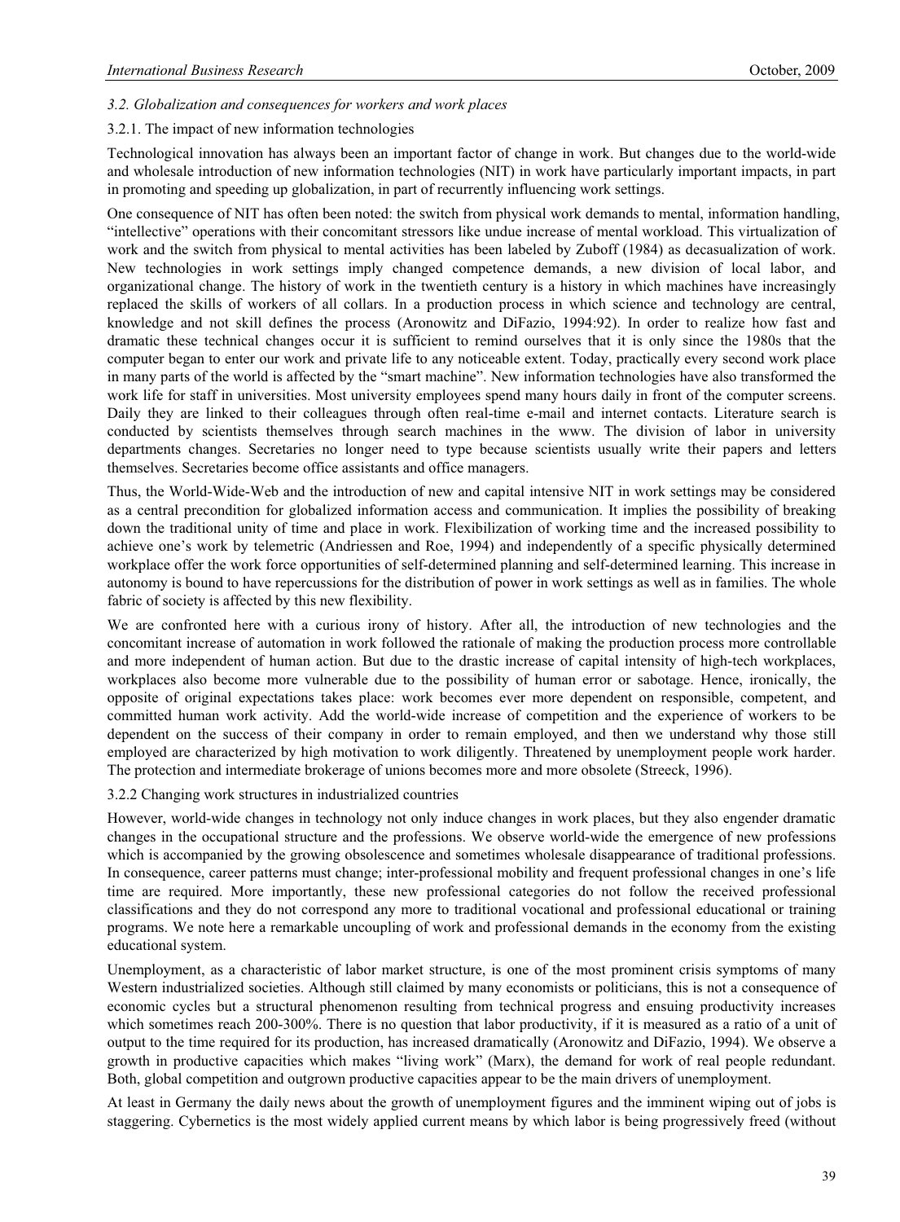### *3.2. Globalization and consequences for workers and work places*

#### 3.2.1. The impact of new information technologies

Technological innovation has always been an important factor of change in work. But changes due to the world-wide and wholesale introduction of new information technologies (NIT) in work have particularly important impacts, in part in promoting and speeding up globalization, in part of recurrently influencing work settings.

One consequence of NIT has often been noted: the switch from physical work demands to mental, information handling, "intellective" operations with their concomitant stressors like undue increase of mental workload. This virtualization of work and the switch from physical to mental activities has been labeled by Zuboff (1984) as decasualization of work. New technologies in work settings imply changed competence demands, a new division of local labor, and organizational change. The history of work in the twentieth century is a history in which machines have increasingly replaced the skills of workers of all collars. In a production process in which science and technology are central, knowledge and not skill defines the process (Aronowitz and DiFazio, 1994:92). In order to realize how fast and dramatic these technical changes occur it is sufficient to remind ourselves that it is only since the 1980s that the computer began to enter our work and private life to any noticeable extent. Today, practically every second work place in many parts of the world is affected by the "smart machine". New information technologies have also transformed the work life for staff in universities. Most university employees spend many hours daily in front of the computer screens. Daily they are linked to their colleagues through often real-time e-mail and internet contacts. Literature search is conducted by scientists themselves through search machines in the www. The division of labor in university departments changes. Secretaries no longer need to type because scientists usually write their papers and letters themselves. Secretaries become office assistants and office managers.

Thus, the World-Wide-Web and the introduction of new and capital intensive NIT in work settings may be considered as a central precondition for globalized information access and communication. It implies the possibility of breaking down the traditional unity of time and place in work. Flexibilization of working time and the increased possibility to achieve one's work by telemetric (Andriessen and Roe, 1994) and independently of a specific physically determined workplace offer the work force opportunities of self-determined planning and self-determined learning. This increase in autonomy is bound to have repercussions for the distribution of power in work settings as well as in families. The whole fabric of society is affected by this new flexibility.

We are confronted here with a curious irony of history. After all, the introduction of new technologies and the concomitant increase of automation in work followed the rationale of making the production process more controllable and more independent of human action. But due to the drastic increase of capital intensity of high-tech workplaces, workplaces also become more vulnerable due to the possibility of human error or sabotage. Hence, ironically, the opposite of original expectations takes place: work becomes ever more dependent on responsible, competent, and committed human work activity. Add the world-wide increase of competition and the experience of workers to be dependent on the success of their company in order to remain employed, and then we understand why those still employed are characterized by high motivation to work diligently. Threatened by unemployment people work harder. The protection and intermediate brokerage of unions becomes more and more obsolete (Streeck, 1996).

#### 3.2.2 Changing work structures in industrialized countries

However, world-wide changes in technology not only induce changes in work places, but they also engender dramatic changes in the occupational structure and the professions. We observe world-wide the emergence of new professions which is accompanied by the growing obsolescence and sometimes wholesale disappearance of traditional professions. In consequence, career patterns must change; inter-professional mobility and frequent professional changes in one's life time are required. More importantly, these new professional categories do not follow the received professional classifications and they do not correspond any more to traditional vocational and professional educational or training programs. We note here a remarkable uncoupling of work and professional demands in the economy from the existing educational system.

Unemployment, as a characteristic of labor market structure, is one of the most prominent crisis symptoms of many Western industrialized societies. Although still claimed by many economists or politicians, this is not a consequence of economic cycles but a structural phenomenon resulting from technical progress and ensuing productivity increases which sometimes reach 200-300%. There is no question that labor productivity, if it is measured as a ratio of a unit of output to the time required for its production, has increased dramatically (Aronowitz and DiFazio, 1994). We observe a growth in productive capacities which makes "living work" (Marx), the demand for work of real people redundant. Both, global competition and outgrown productive capacities appear to be the main drivers of unemployment.

At least in Germany the daily news about the growth of unemployment figures and the imminent wiping out of jobs is staggering. Cybernetics is the most widely applied current means by which labor is being progressively freed (without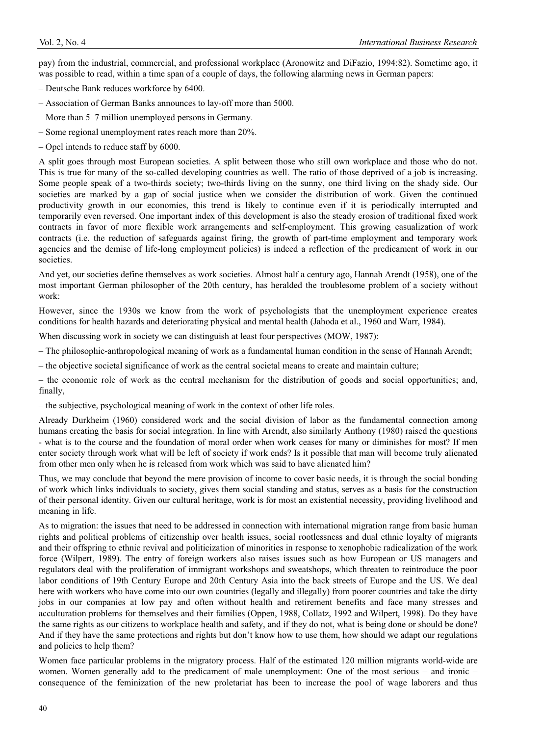pay) from the industrial, commercial, and professional workplace (Aronowitz and DiFazio, 1994:82). Sometime ago, it was possible to read, within a time span of a couple of days, the following alarming news in German papers:

– Deutsche Bank reduces workforce by 6400.

– Association of German Banks announces to lay-off more than 5000.

– More than 5–7 million unemployed persons in Germany.

– Some regional unemployment rates reach more than 20%.

– Opel intends to reduce staff by 6000.

A split goes through most European societies. A split between those who still own workplace and those who do not. This is true for many of the so-called developing countries as well. The ratio of those deprived of a job is increasing. Some people speak of a two-thirds society; two-thirds living on the sunny, one third living on the shady side. Our societies are marked by a gap of social justice when we consider the distribution of work. Given the continued productivity growth in our economies, this trend is likely to continue even if it is periodically interrupted and temporarily even reversed. One important index of this development is also the steady erosion of traditional fixed work contracts in favor of more flexible work arrangements and self-employment. This growing casualization of work contracts (i.e. the reduction of safeguards against firing, the growth of part-time employment and temporary work agencies and the demise of life-long employment policies) is indeed a reflection of the predicament of work in our societies.

And yet, our societies define themselves as work societies. Almost half a century ago, Hannah Arendt (1958), one of the most important German philosopher of the 20th century, has heralded the troublesome problem of a society without work:

However, since the 1930s we know from the work of psychologists that the unemployment experience creates conditions for health hazards and deteriorating physical and mental health (Jahoda et al., 1960 and Warr, 1984).

When discussing work in society we can distinguish at least four perspectives (MOW, 1987):

– The philosophic-anthropological meaning of work as a fundamental human condition in the sense of Hannah Arendt;

– the objective societal significance of work as the central societal means to create and maintain culture;

– the economic role of work as the central mechanism for the distribution of goods and social opportunities; and, finally,

– the subjective, psychological meaning of work in the context of other life roles.

Already Durkheim (1960) considered work and the social division of labor as the fundamental connection among humans creating the basis for social integration. In line with Arendt, also similarly Anthony (1980) raised the questions - what is to the course and the foundation of moral order when work ceases for many or diminishes for most? If men enter society through work what will be left of society if work ends? Is it possible that man will become truly alienated from other men only when he is released from work which was said to have alienated him?

Thus, we may conclude that beyond the mere provision of income to cover basic needs, it is through the social bonding of work which links individuals to society, gives them social standing and status, serves as a basis for the construction of their personal identity. Given our cultural heritage, work is for most an existential necessity, providing livelihood and meaning in life.

As to migration: the issues that need to be addressed in connection with international migration range from basic human rights and political problems of citizenship over health issues, social rootlessness and dual ethnic loyalty of migrants and their offspring to ethnic revival and politicization of minorities in response to xenophobic radicalization of the work force (Wilpert, 1989). The entry of foreign workers also raises issues such as how European or US managers and regulators deal with the proliferation of immigrant workshops and sweatshops, which threaten to reintroduce the poor labor conditions of 19th Century Europe and 20th Century Asia into the back streets of Europe and the US. We deal here with workers who have come into our own countries (legally and illegally) from poorer countries and take the dirty jobs in our companies at low pay and often without health and retirement benefits and face many stresses and acculturation problems for themselves and their families (Oppen, 1988, Collatz, 1992 and Wilpert, 1998). Do they have the same rights as our citizens to workplace health and safety, and if they do not, what is being done or should be done? And if they have the same protections and rights but don't know how to use them, how should we adapt our regulations and policies to help them?

Women face particular problems in the migratory process. Half of the estimated 120 million migrants world-wide are women. Women generally add to the predicament of male unemployment: One of the most serious – and ironic – consequence of the feminization of the new proletariat has been to increase the pool of wage laborers and thus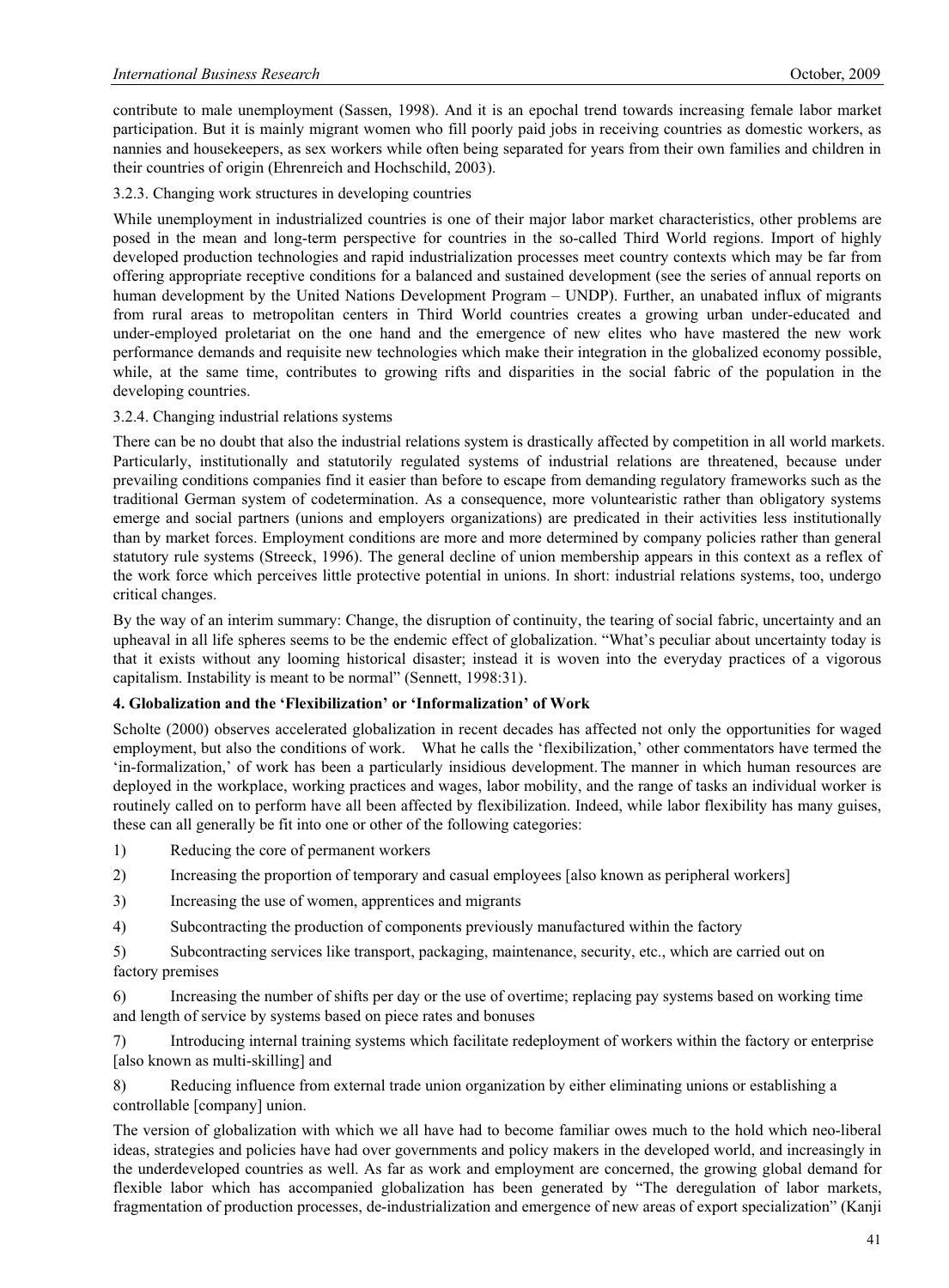contribute to male unemployment (Sassen, 1998). And it is an epochal trend towards increasing female labor market participation. But it is mainly migrant women who fill poorly paid jobs in receiving countries as domestic workers, as nannies and housekeepers, as sex workers while often being separated for years from their own families and children in their countries of origin (Ehrenreich and Hochschild, 2003).

#### 3.2.3. Changing work structures in developing countries

While unemployment in industrialized countries is one of their major labor market characteristics, other problems are posed in the mean and long-term perspective for countries in the so-called Third World regions. Import of highly developed production technologies and rapid industrialization processes meet country contexts which may be far from offering appropriate receptive conditions for a balanced and sustained development (see the series of annual reports on human development by the United Nations Development Program – UNDP). Further, an unabated influx of migrants from rural areas to metropolitan centers in Third World countries creates a growing urban under-educated and under-employed proletariat on the one hand and the emergence of new elites who have mastered the new work performance demands and requisite new technologies which make their integration in the globalized economy possible, while, at the same time, contributes to growing rifts and disparities in the social fabric of the population in the developing countries.

#### 3.2.4. Changing industrial relations systems

There can be no doubt that also the industrial relations system is drastically affected by competition in all world markets. Particularly, institutionally and statutorily regulated systems of industrial relations are threatened, because under prevailing conditions companies find it easier than before to escape from demanding regulatory frameworks such as the traditional German system of codetermination. As a consequence, more voluntearistic rather than obligatory systems emerge and social partners (unions and employers organizations) are predicated in their activities less institutionally than by market forces. Employment conditions are more and more determined by company policies rather than general statutory rule systems (Streeck, 1996). The general decline of union membership appears in this context as a reflex of the work force which perceives little protective potential in unions. In short: industrial relations systems, too, undergo critical changes.

By the way of an interim summary: Change, the disruption of continuity, the tearing of social fabric, uncertainty and an upheaval in all life spheres seems to be the endemic effect of globalization. "What's peculiar about uncertainty today is that it exists without any looming historical disaster; instead it is woven into the everyday practices of a vigorous capitalism. Instability is meant to be normal" (Sennett, 1998:31).

## 4. Globalization and the 'Flexibilization' or 'Informalization' of Work

Scholte (2000) observes accelerated globalization in recent decades has affected not only the opportunities for waged employment, but also the conditions of work. What he calls the 'flexibilization,' other commentators have termed the 'in-formalization,' of work has been a particularly insidious development. The manner in which human resources are deployed in the workplace, working practices and wages, labor mobility, and the range of tasks an individual worker is routinely called on to perform have all been affected by flexibilization. Indeed, while labor flexibility has many guises, these can all generally be fit into one or other of the following categories:

1) Reducing the core of permanent workers

2) Increasing the proportion of temporary and casual employees [also known as peripheral workers]

3) Increasing the use of women, apprentices and migrants

4) Subcontracting the production of components previously manufactured within the factory

5) Subcontracting services like transport, packaging, maintenance, security, etc., which are carried out on factory premises

6) Increasing the number of shifts per day or the use of overtime; replacing pay systems based on working time and length of service by systems based on piece rates and bonuses

7) Introducing internal training systems which facilitate redeployment of workers within the factory or enterprise [also known as multi-skilling] and

8) Reducing influence from external trade union organization by either eliminating unions or establishing a controllable [company] union.

The version of globalization with which we all have had to become familiar owes much to the hold which neo-liberal ideas, strategies and policies have had over governments and policy makers in the developed world, and increasingly in the underdeveloped countries as well. As far as work and employment are concerned, the growing global demand for flexible labor which has accompanied globalization has been generated by "The deregulation of labor markets, fragmentation of production processes, de-industrialization and emergence of new areas of export specialization" (Kanji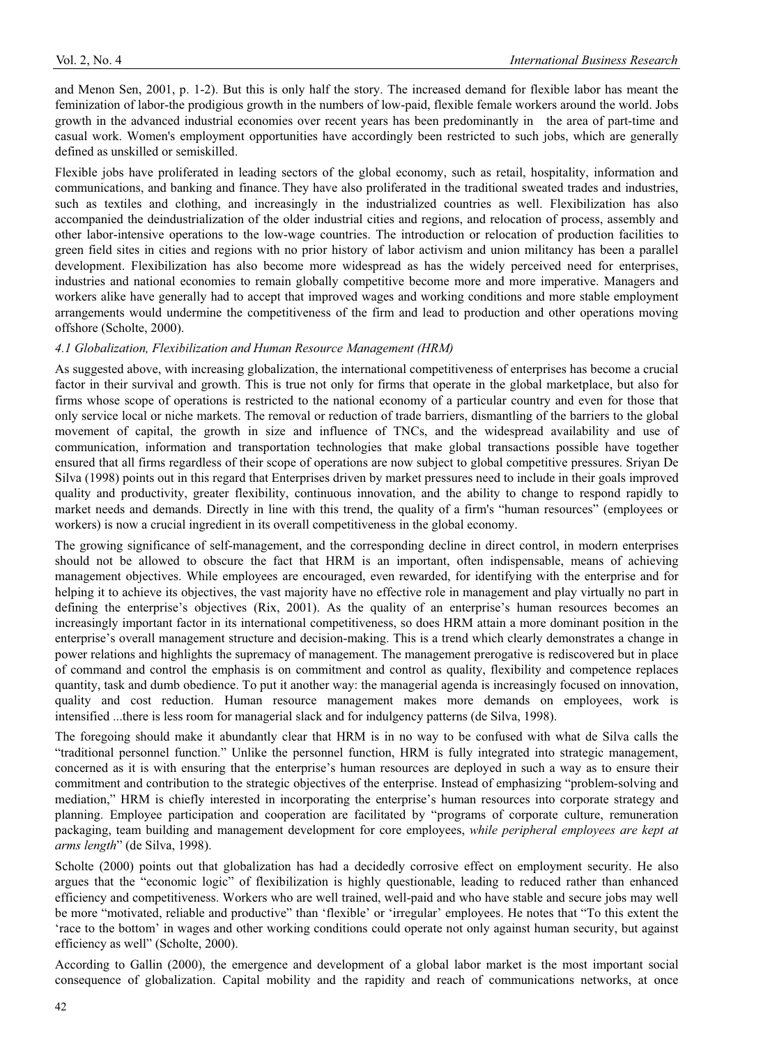and Menon Sen, 2001, p. 1-2). But this is only half the story. The increased demand for flexible labor has meant the feminization of labor-the prodigious growth in the numbers of low-paid, flexible female workers around the world. Jobs growth in the advanced industrial economies over recent years has been predominantly in the area of part-time and casual work. Women's employment opportunities have accordingly been restricted to such jobs, which are generally defined as unskilled or semiskilled.

Flexible jobs have proliferated in leading sectors of the global economy, such as retail, hospitality, information and communications, and banking and finance. They have also proliferated in the traditional sweated trades and industries, such as textiles and clothing, and increasingly in the industrialized countries as well. Flexibilization has also accompanied the deindustrialization of the older industrial cities and regions, and relocation of process, assembly and other labor-intensive operations to the low-wage countries. The introduction or relocation of production facilities to green field sites in cities and regions with no prior history of labor activism and union militancy has been a parallel development. Flexibilization has also become more widespread as has the widely perceived need for enterprises, industries and national economies to remain globally competitive become more and more imperative. Managers and workers alike have generally had to accept that improved wages and working conditions and more stable employment arrangements would undermine the competitiveness of the firm and lead to production and other operations moving offshore (Scholte, 2000).

### *4.1 Globalization, Flexibilization and Human Resource Management (HRM)*

As suggested above, with increasing globalization, the international competitiveness of enterprises has become a crucial factor in their survival and growth. This is true not only for firms that operate in the global marketplace, but also for firms whose scope of operations is restricted to the national economy of a particular country and even for those that only service local or niche markets. The removal or reduction of trade barriers, dismantling of the barriers to the global movement of capital, the growth in size and influence of TNCs, and the widespread availability and use of communication, information and transportation technologies that make global transactions possible have together ensured that all firms regardless of their scope of operations are now subject to global competitive pressures. Sriyan De Silva (1998) points out in this regard that Enterprises driven by market pressures need to include in their goals improved quality and productivity, greater flexibility, continuous innovation, and the ability to change to respond rapidly to market needs and demands. Directly in line with this trend, the quality of a firm's "human resources" (employees or workers) is now a crucial ingredient in its overall competitiveness in the global economy.

The growing significance of self-management, and the corresponding decline in direct control, in modern enterprises should not be allowed to obscure the fact that HRM is an important, often indispensable, means of achieving management objectives. While employees are encouraged, even rewarded, for identifying with the enterprise and for helping it to achieve its objectives, the vast majority have no effective role in management and play virtually no part in defining the enterprise's objectives (Rix, 2001). As the quality of an enterprise's human resources becomes an increasingly important factor in its international competitiveness, so does HRM attain a more dominant position in the enterprise's overall management structure and decision-making. This is a trend which clearly demonstrates a change in power relations and highlights the supremacy of management. The management prerogative is rediscovered but in place of command and control the emphasis is on commitment and control as quality, flexibility and competence replaces quantity, task and dumb obedience. To put it another way: the managerial agenda is increasingly focused on innovation, quality and cost reduction. Human resource management makes more demands on employees, work is intensified ...there is less room for managerial slack and for indulgency patterns (de Silva, 1998).

The foregoing should make it abundantly clear that HRM is in no way to be confused with what de Silva calls the "traditional personnel function." Unlike the personnel function, HRM is fully integrated into strategic management, concerned as it is with ensuring that the enterprise's human resources are deployed in such a way as to ensure their commitment and contribution to the strategic objectives of the enterprise. Instead of emphasizing "problem-solving and mediation," HRM is chiefly interested in incorporating the enterprise's human resources into corporate strategy and planning. Employee participation and cooperation are facilitated by "programs of corporate culture, remuneration packaging, team building and management development for core employees, *while peripheral employees are kept at arms length*" (de Silva, 1998).

Scholte (2000) points out that globalization has had a decidedly corrosive effect on employment security. He also argues that the "economic logic" of flexibilization is highly questionable, leading to reduced rather than enhanced efficiency and competitiveness. Workers who are well trained, well-paid and who have stable and secure jobs may well be more "motivated, reliable and productive" than 'flexible' or 'irregular' employees. He notes that "To this extent the 'race to the bottom' in wages and other working conditions could operate not only against human security, but against efficiency as well" (Scholte, 2000).

According to Gallin (2000), the emergence and development of a global labor market is the most important social consequence of globalization. Capital mobility and the rapidity and reach of communications networks, at once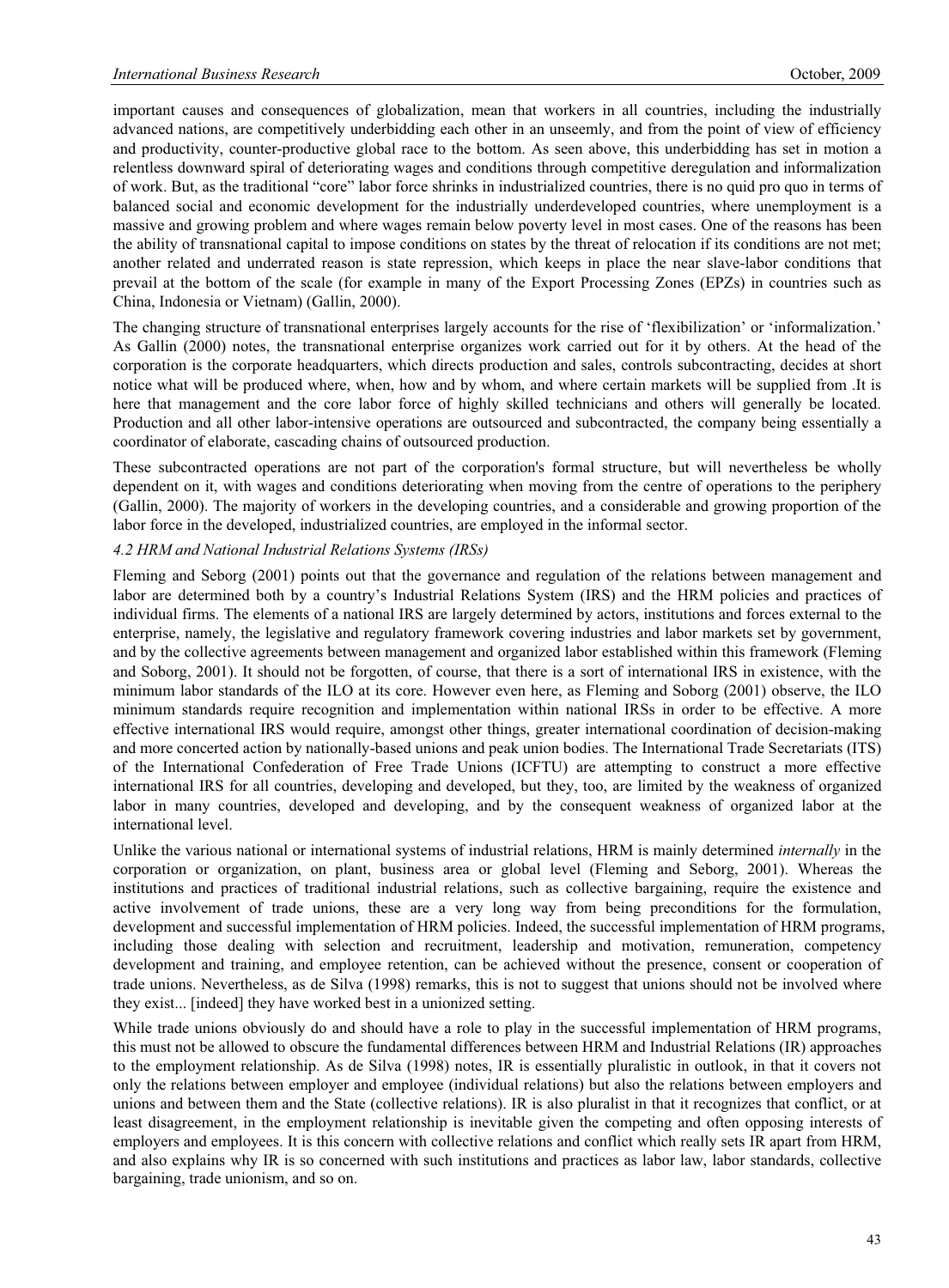important causes and consequences of globalization, mean that workers in all countries, including the industrially advanced nations, are competitively underbidding each other in an unseemly, and from the point of view of efficiency and productivity, counter-productive global race to the bottom. As seen above, this underbidding has set in motion a relentless downward spiral of deteriorating wages and conditions through competitive deregulation and informalization of work. But, as the traditional "core" labor force shrinks in industrialized countries, there is no quid pro quo in terms of balanced social and economic development for the industrially underdeveloped countries, where unemployment is a massive and growing problem and where wages remain below poverty level in most cases. One of the reasons has been the ability of transnational capital to impose conditions on states by the threat of relocation if its conditions are not met; another related and underrated reason is state repression, which keeps in place the near slave-labor conditions that prevail at the bottom of the scale (for example in many of the Export Processing Zones (EPZs) in countries such as China, Indonesia or Vietnam) (Gallin, 2000).

The changing structure of transnational enterprises largely accounts for the rise of 'flexibilization' or 'informalization.' As Gallin (2000) notes, the transnational enterprise organizes work carried out for it by others. At the head of the corporation is the corporate headquarters, which directs production and sales, controls subcontracting, decides at short notice what will be produced where, when, how and by whom, and where certain markets will be supplied from .It is here that management and the core labor force of highly skilled technicians and others will generally be located. Production and all other labor-intensive operations are outsourced and subcontracted, the company being essentially a coordinator of elaborate, cascading chains of outsourced production.

These subcontracted operations are not part of the corporation's formal structure, but will nevertheless be wholly dependent on it, with wages and conditions deteriorating when moving from the centre of operations to the periphery (Gallin, 2000). The majority of workers in the developing countries, and a considerable and growing proportion of the labor force in the developed, industrialized countries, are employed in the informal sector.

### *4.2 HRM and National Industrial Relations Systems (IRSs)*

Fleming and Seborg (2001) points out that the governance and regulation of the relations between management and labor are determined both by a country's Industrial Relations System (IRS) and the HRM policies and practices of individual firms. The elements of a national IRS are largely determined by actors, institutions and forces external to the enterprise, namely, the legislative and regulatory framework covering industries and labor markets set by government, and by the collective agreements between management and organized labor established within this framework (Fleming and Soborg, 2001). It should not be forgotten, of course, that there is a sort of international IRS in existence, with the minimum labor standards of the ILO at its core. However even here, as Fleming and Soborg (2001) observe, the ILO minimum standards require recognition and implementation within national IRSs in order to be effective. A more effective international IRS would require, amongst other things, greater international coordination of decision-making and more concerted action by nationally-based unions and peak union bodies. The International Trade Secretariats (ITS) of the International Confederation of Free Trade Unions (ICFTU) are attempting to construct a more effective international IRS for all countries, developing and developed, but they, too, are limited by the weakness of organized labor in many countries, developed and developing, and by the consequent weakness of organized labor at the international level.

Unlike the various national or international systems of industrial relations, HRM is mainly determined *internally* in the corporation or organization, on plant, business area or global level (Fleming and Seborg, 2001). Whereas the institutions and practices of traditional industrial relations, such as collective bargaining, require the existence and active involvement of trade unions, these are a very long way from being preconditions for the formulation, development and successful implementation of HRM policies. Indeed, the successful implementation of HRM programs, including those dealing with selection and recruitment, leadership and motivation, remuneration, competency development and training, and employee retention, can be achieved without the presence, consent or cooperation of trade unions. Nevertheless, as de Silva (1998) remarks, this is not to suggest that unions should not be involved where they exist... [indeed] they have worked best in a unionized setting.

While trade unions obviously do and should have a role to play in the successful implementation of HRM programs, this must not be allowed to obscure the fundamental differences between HRM and Industrial Relations (IR) approaches to the employment relationship. As de Silva (1998) notes, IR is essentially pluralistic in outlook, in that it covers not only the relations between employer and employee (individual relations) but also the relations between employers and unions and between them and the State (collective relations). IR is also pluralist in that it recognizes that conflict, or at least disagreement, in the employment relationship is inevitable given the competing and often opposing interests of employers and employees. It is this concern with collective relations and conflict which really sets IR apart from HRM, and also explains why IR is so concerned with such institutions and practices as labor law, labor standards, collective bargaining, trade unionism, and so on.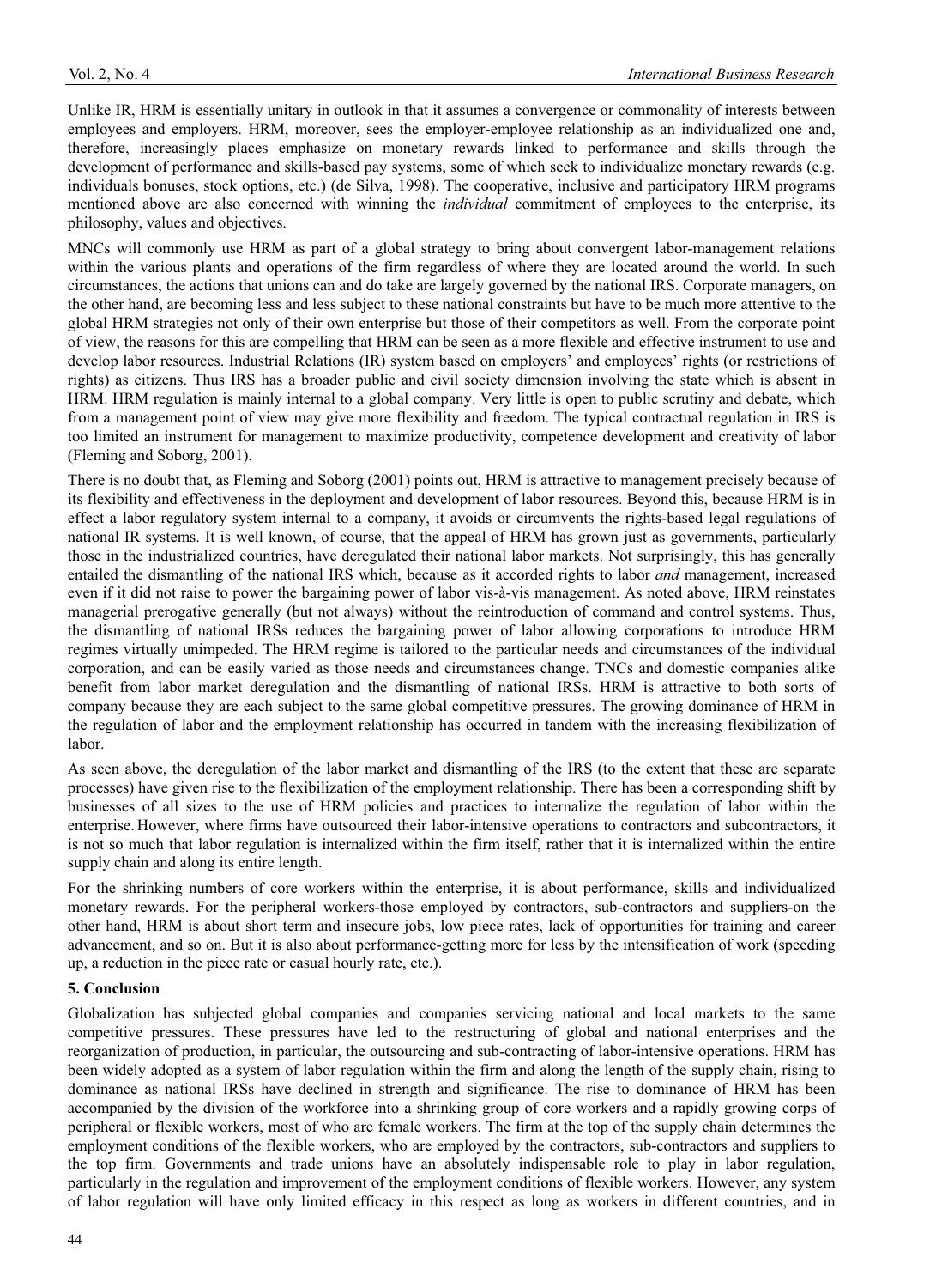Unlike IR, HRM is essentially unitary in outlook in that it assumes a convergence or commonality of interests between employees and employers. HRM, moreover, sees the employer-employee relationship as an individualized one and, therefore, increasingly places emphasize on monetary rewards linked to performance and skills through the development of performance and skills-based pay systems, some of which seek to individualize monetary rewards (e.g. individuals bonuses, stock options, etc.) (de Silva, 1998). The cooperative, inclusive and participatory HRM programs mentioned above are also concerned with winning the *individual* commitment of employees to the enterprise, its philosophy, values and objectives.

MNCs will commonly use HRM as part of a global strategy to bring about convergent labor-management relations within the various plants and operations of the firm regardless of where they are located around the world. In such circumstances, the actions that unions can and do take are largely governed by the national IRS. Corporate managers, on the other hand, are becoming less and less subject to these national constraints but have to be much more attentive to the global HRM strategies not only of their own enterprise but those of their competitors as well. From the corporate point of view, the reasons for this are compelling that HRM can be seen as a more flexible and effective instrument to use and develop labor resources. Industrial Relations (IR) system based on employers' and employees' rights (or restrictions of rights) as citizens. Thus IRS has a broader public and civil society dimension involving the state which is absent in HRM. HRM regulation is mainly internal to a global company. Very little is open to public scrutiny and debate, which from a management point of view may give more flexibility and freedom. The typical contractual regulation in IRS is too limited an instrument for management to maximize productivity, competence development and creativity of labor (Fleming and Soborg, 2001).

There is no doubt that, as Fleming and Soborg (2001) points out, HRM is attractive to management precisely because of its flexibility and effectiveness in the deployment and development of labor resources. Beyond this, because HRM is in effect a labor regulatory system internal to a company, it avoids or circumvents the rights-based legal regulations of national IR systems. It is well known, of course, that the appeal of HRM has grown just as governments, particularly those in the industrialized countries, have deregulated their national labor markets. Not surprisingly, this has generally entailed the dismantling of the national IRS which, because as it accorded rights to labor *and* management, increased even if it did not raise to power the bargaining power of labor vis-à-vis management. As noted above, HRM reinstates managerial prerogative generally (but not always) without the reintroduction of command and control systems. Thus, the dismantling of national IRSs reduces the bargaining power of labor allowing corporations to introduce HRM regimes virtually unimpeded. The HRM regime is tailored to the particular needs and circumstances of the individual corporation, and can be easily varied as those needs and circumstances change. TNCs and domestic companies alike benefit from labor market deregulation and the dismantling of national IRSs. HRM is attractive to both sorts of company because they are each subject to the same global competitive pressures. The growing dominance of HRM in the regulation of labor and the employment relationship has occurred in tandem with the increasing flexibilization of labor.

As seen above, the deregulation of the labor market and dismantling of the IRS (to the extent that these are separate processes) have given rise to the flexibilization of the employment relationship. There has been a corresponding shift by businesses of all sizes to the use of HRM policies and practices to internalize the regulation of labor within the enterprise. However, where firms have outsourced their labor-intensive operations to contractors and subcontractors, it is not so much that labor regulation is internalized within the firm itself, rather that it is internalized within the entire supply chain and along its entire length.

For the shrinking numbers of core workers within the enterprise, it is about performance, skills and individualized monetary rewards. For the peripheral workers-those employed by contractors, sub-contractors and suppliers-on the other hand, HRM is about short term and insecure jobs, low piece rates, lack of opportunities for training and career advancement, and so on. But it is also about performance-getting more for less by the intensification of work (speeding up, a reduction in the piece rate or casual hourly rate, etc.).

## 5. Conclusion

Globalization has subjected global companies and companies servicing national and local markets to the same competitive pressures. These pressures have led to the restructuring of global and national enterprises and the reorganization of production, in particular, the outsourcing and sub-contracting of labor-intensive operations. HRM has been widely adopted as a system of labor regulation within the firm and along the length of the supply chain, rising to dominance as national IRSs have declined in strength and significance. The rise to dominance of HRM has been accompanied by the division of the workforce into a shrinking group of core workers and a rapidly growing corps of peripheral or flexible workers, most of who are female workers. The firm at the top of the supply chain determines the employment conditions of the flexible workers, who are employed by the contractors, sub-contractors and suppliers to the top firm. Governments and trade unions have an absolutely indispensable role to play in labor regulation, particularly in the regulation and improvement of the employment conditions of flexible workers. However, any system of labor regulation will have only limited efficacy in this respect as long as workers in different countries, and in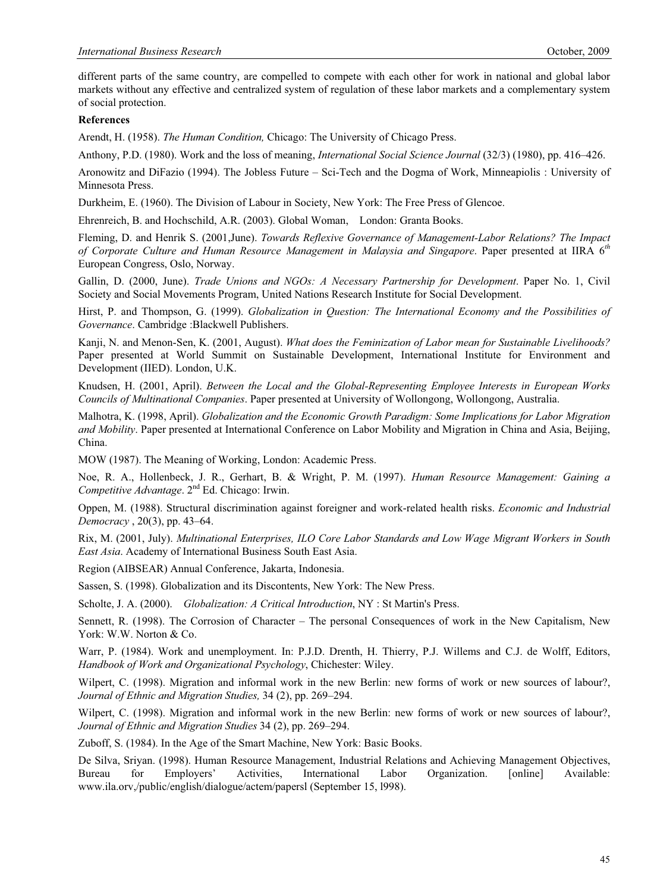different parts of the same country, are compelled to compete with each other for work in national and global labor markets without any effective and centralized system of regulation of these labor markets and a complementary system of social protection.

**References**

Arendt, H. (1958). *The Human Condition,* Chicago: The University of Chicago Press.

Anthony, P.D. (1980). Work and the loss of meaning, *International Social Science Journal* (32/3) (1980), pp. 416–426.

Aronowitz and DiFazio (1994). The Jobless Future – Sci-Tech and the Dogma of Work, Minneapiolis : University of Minnesota Press.

Durkheim, E. (1960). The Division of Labour in Society, New York: The Free Press of Glencoe.

Ehrenreich, B. and Hochschild, A.R. (2003). Global Woman, London: Granta Books.

Fleming, D. and Henrik S. (2001,June). *Towards Reflexive Governance of Management-Labor Relations? The Impact of Corporate Culture and Human Resource Management in Malaysia and Singapore*. Paper presented at IIRA 6th European Congress, Oslo, Norway.

Gallin, D. (2000, June). *Trade Unions and NGOs: A Necessary Partnership for Development*. Paper No. 1, Civil Society and Social Movements Program, United Nations Research Institute for Social Development.

Hirst, P. and Thompson, G. (1999). *Globalization in Question: The International Economy and the Possibilities of Governance*. Cambridge :Blackwell Publishers.

Kanji, N. and Menon-Sen, K. (2001, August). *What does the Feminization of Labor mean for Sustainable Livelihoods?* Paper presented at World Summit on Sustainable Development, International Institute for Environment and Development (IIED). London, U.K.

Knudsen, H. (2001, April). *Between the Local and the Global-Representing Employee Interests in European Works Councils of Multinational Companies*. Paper presented at University of Wollongong, Wollongong, Australia.

Malhotra, K. (1998, April). *Globalization and the Economic Growth Paradigm: Some Implications for Labor Migration and Mobility*. Paper presented at International Conference on Labor Mobility and Migration in China and Asia, Beijing, China.

MOW (1987). The Meaning of Working, London: Academic Press.

Noe, R. A., Hollenbeck, J. R., Gerhart, B. & Wright, P. M. (1997). *Human Resource Management: Gaining a Competitive Advantage*. 2nd Ed. Chicago: Irwin.

Oppen, M. (1988). Structural discrimination against foreigner and work-related health risks. *Economic and Industrial Democracy* , 20(3), pp. 43–64.

Rix, M. (2001, July). *Multinational Enterprises, ILO Core Labor Standards and Low Wage Migrant Workers in South East Asia*. Academy of International Business South East Asia.

Region (AIBSEAR) Annual Conference, Jakarta, Indonesia.

Sassen, S. (1998). Globalization and its Discontents, New York: The New Press.

Scholte, J. A. (2000). *Globalization: A Critical Introduction*, NY : St Martin's Press.

Sennett, R. (1998). The Corrosion of Character – The personal Consequences of work in the New Capitalism, New York: W.W. Norton & Co.

Warr, P. (1984). Work and unemployment. In: P.J.D. Drenth, H. Thierry, P.J. Willems and C.J. de Wolff, Editors, *Handbook of Work and Organizational Psychology*, Chichester: Wiley.

Wilpert, C. (1998). Migration and informal work in the new Berlin: new forms of work or new sources of labour?, *Journal of Ethnic and Migration Studies,* 34 (2), pp. 269–294.

Wilpert, C. (1998). Migration and informal work in the new Berlin: new forms of work or new sources of labour?, *Journal of Ethnic and Migration Studies* 34 (2), pp. 269–294.

Zuboff, S. (1984). In the Age of the Smart Machine, New York: Basic Books.

De Silva, Sriyan. (1998). Human Resource Management, Industrial Relations and Achieving Management Objectives, Bureau for Employers' Activities, International Labor Organization. [online] Available: www.ila.orv,/public/english/dialogue/actem/papersl (September 15, l998).